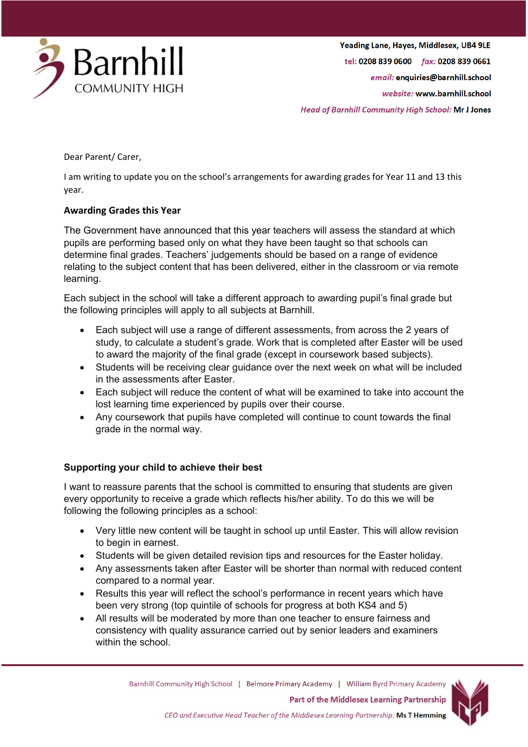Barnhill COMMUNITY HIGH

Yeading Lane, Hayes, Middlesex, UB4 9LE
tel: 0208 839 0600 fax: 0208 839 0661
email: enquiries@barnhill.school
website: www.barnhill.school
*Head of Barnhill Community High School:* **Mr J Jones**

Dear Parent/ Carer,

I am writing to update you on the school's arrangements for awarding grades for Year 11 and 13 this year.

### Awarding Grades this Year

The Government have announced that this year teachers will assess the standard at which pupils are performing based only on what they have been taught so that schools can determine final grades. Teachers' judgements should be based on a range of evidence relating to the subject content that has been delivered, either in the classroom or via remote learning.

Each subject in the school will take a different approach to awarding pupil's final grade but the following principles will apply to all subjects at Barnhill.

- Each subject will use a range of different assessments, from across the 2 years of study, to calculate a student's grade. Work that is completed after Easter will be used to award the majority of the final grade (except in coursework based subjects).
- Students will be receiving clear guidance over the next week on what will be included in the assessments after Easter.
- Each subject will reduce the content of what will be examined to take into account the lost learning time experienced by pupils over their course.
- Any coursework that pupils have completed will continue to count towards the final grade in the normal way.

### Supporting your child to achieve their best

I want to reassure parents that the school is committed to ensuring that students are given every opportunity to receive a grade which reflects his/her ability. To do this we will be following the following principles as a school:

- Very little new content will be taught in school up until Easter. This will allow revision to begin in earnest.
- Students will be given detailed revision tips and resources for the Easter holiday.
- Any assessments taken after Easter will be shorter than normal with reduced content compared to a normal year.
- Results this year will reflect the school's performance in recent years which have been very strong (top quintile of schools for progress at both KS4 and 5)
- All results will be moderated by more than one teacher to ensure fairness and consistency with quality assurance carried out by senior leaders and examiners within the school.

Barnhill Community High School | Belmore Primary Academy | William Byrd Primary Academy
**Part of the Middlesex Learning Partnership**
*CEO and Executive Head Teacher of the Middlesex Learning Partnership:* **Ms T Hemming**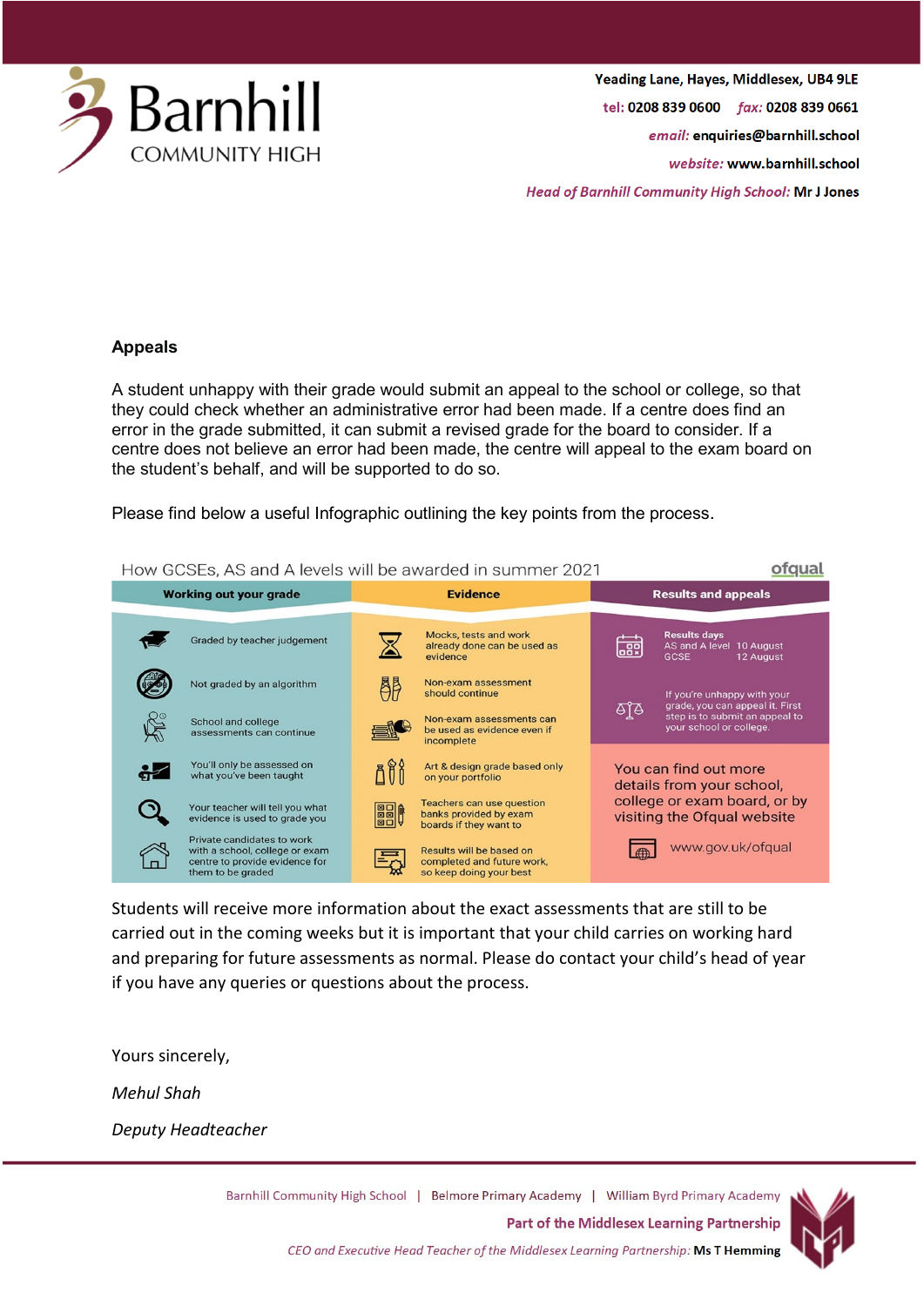Yeading Lane, Hayes, Middlesex, UB4 9LE
tel: 0208 839 0600 fax: 0208 839 0661
email: enquiries@barnhill.school
website: www.barnhill.school
*Head of Barnhill Community High School:* Mr J Jones

**Appeals**

A student unhappy with their grade would submit an appeal to the school or college, so that they could check whether an administrative error had been made. If a centre does find an error in the grade submitted, it can submit a revised grade for the board to consider. If a centre does not believe an error had been made, the centre will appeal to the exam board on the student's behalf, and will be supported to do so.

Please find below a useful Infographic outlining the key points from the process.

How GCSEs, AS and A levels will be awarded in summer 2021

ofqual

**Working out your grade**

- Graded by teacher judgement
- Not graded by an algorithm
- School and college assessments can continue
- You'll only be assessed on what you've been taught
- Your teacher will tell you what evidence is used to grade you
- Private candidates to work with a school, college or exam centre to provide evidence for them to be graded

**Evidence**

- Mocks, tests and work already done can be used as evidence
- Non-exam assessment should continue
- Non-exam assessments can be used as evidence even if incomplete
- Art & design grade based only on your portfolio
- Teachers can use question banks provided by exam boards if they want to
- Results will be based on completed and future work, so keep doing your best

**Results and appeals**

- Results days
  - AS and A level 10 August
  - GCSE 12 August
- If you're unhappy with your grade, you can appeal it. First step is to submit an appeal to your school or college.

You can find out more details from your school, college or exam board, or by visiting the Ofqual website

www.gov.uk/ofqual

Students will receive more information about the exact assessments that are still to be carried out in the coming weeks but it is important that your child carries on working hard and preparing for future assessments as normal. Please do contact your child's head of year if you have any queries or questions about the process.

Yours sincerely,

*Mehul Shah*

*Deputy Headteacher*

Barnhill Community High School | Belmore Primary Academy | William Byrd Primary Academy

**Part of the Middlesex Learning Partnership**

*CEO and Executive Head Teacher of the Middlesex Learning Partnership:* Ms T Hemming